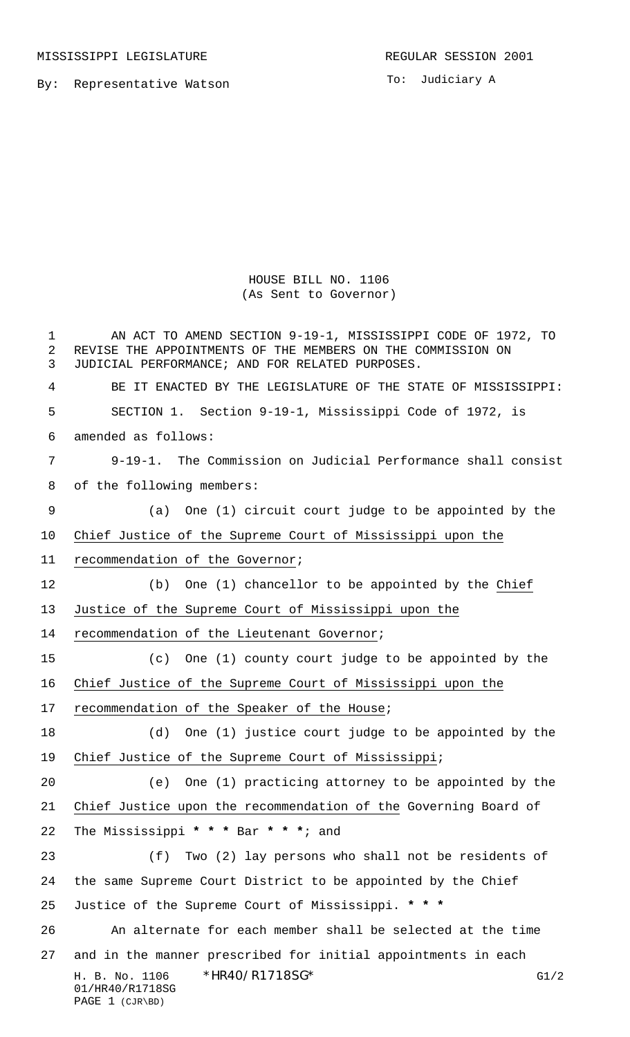MISSISSIPPI LEGISLATURE REGULAR SESSION 2001

By: Representative Watson

To: Judiciary A

HOUSE BILL NO. 1106
(As Sent to Governor)

AN ACT TO AMEND SECTION 9-19-1, MISSISSIPPI CODE OF 1972, TO REVISE THE APPOINTMENTS OF THE MEMBERS ON THE COMMISSION ON JUDICIAL PERFORMANCE; AND FOR RELATED PURPOSES.

BE IT ENACTED BY THE LEGISLATURE OF THE STATE OF MISSISSIPPI:

SECTION 1. Section 9-19-1, Mississippi Code of 1972, is amended as follows:

9-19-1. The Commission on Judicial Performance shall consist of the following members:

(a) One (1) circuit court judge to be appointed by the Chief Justice of the Supreme Court of Mississippi upon the recommendation of the Governor;

(b) One (1) chancellor to be appointed by the Chief Justice of the Supreme Court of Mississippi upon the recommendation of the Lieutenant Governor;

(c) One (1) county court judge to be appointed by the Chief Justice of the Supreme Court of Mississippi upon the recommendation of the Speaker of the House;

(d) One (1) justice court judge to be appointed by the Chief Justice of the Supreme Court of Mississippi;

(e) One (1) practicing attorney to be appointed by the Chief Justice upon the recommendation of the Governing Board of The Mississippi * * * Bar * * *; and

(f) Two (2) lay persons who shall not be residents of the same Supreme Court District to be appointed by the Chief Justice of the Supreme Court of Mississippi. * * *

An alternate for each member shall be selected at the time and in the manner prescribed for initial appointments in each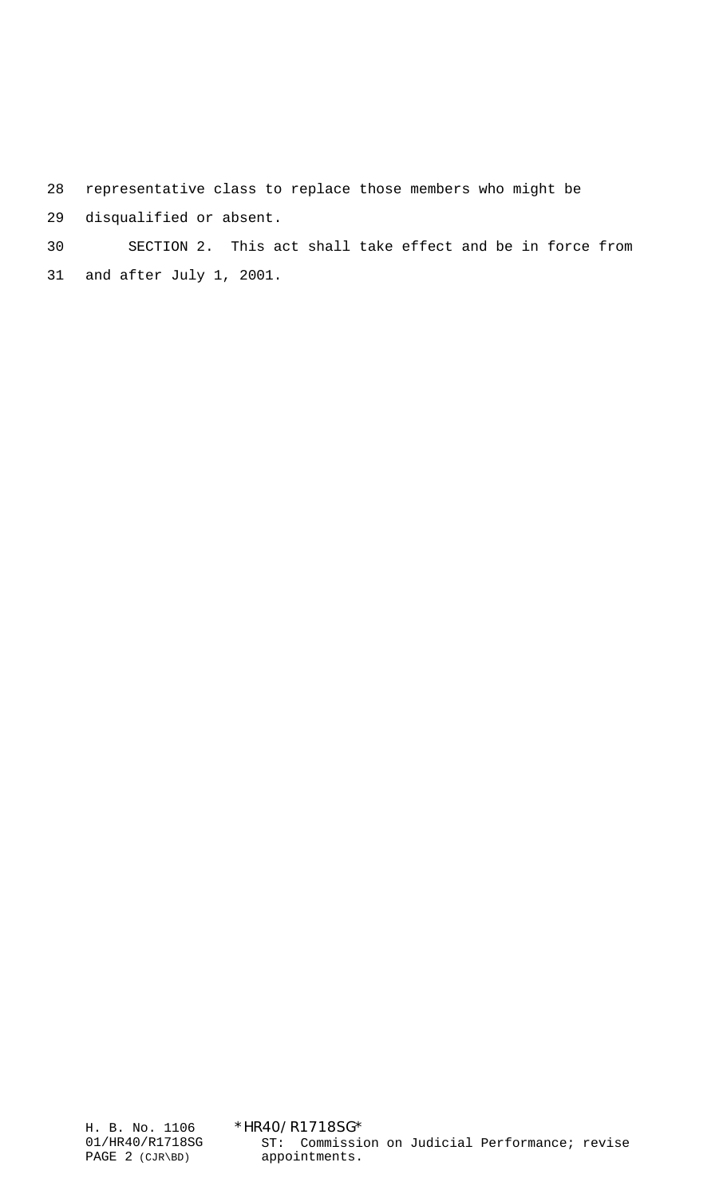representative class to replace those members who might be disqualified or absent.

SECTION 2. This act shall take effect and be in force from and after July 1, 2001.